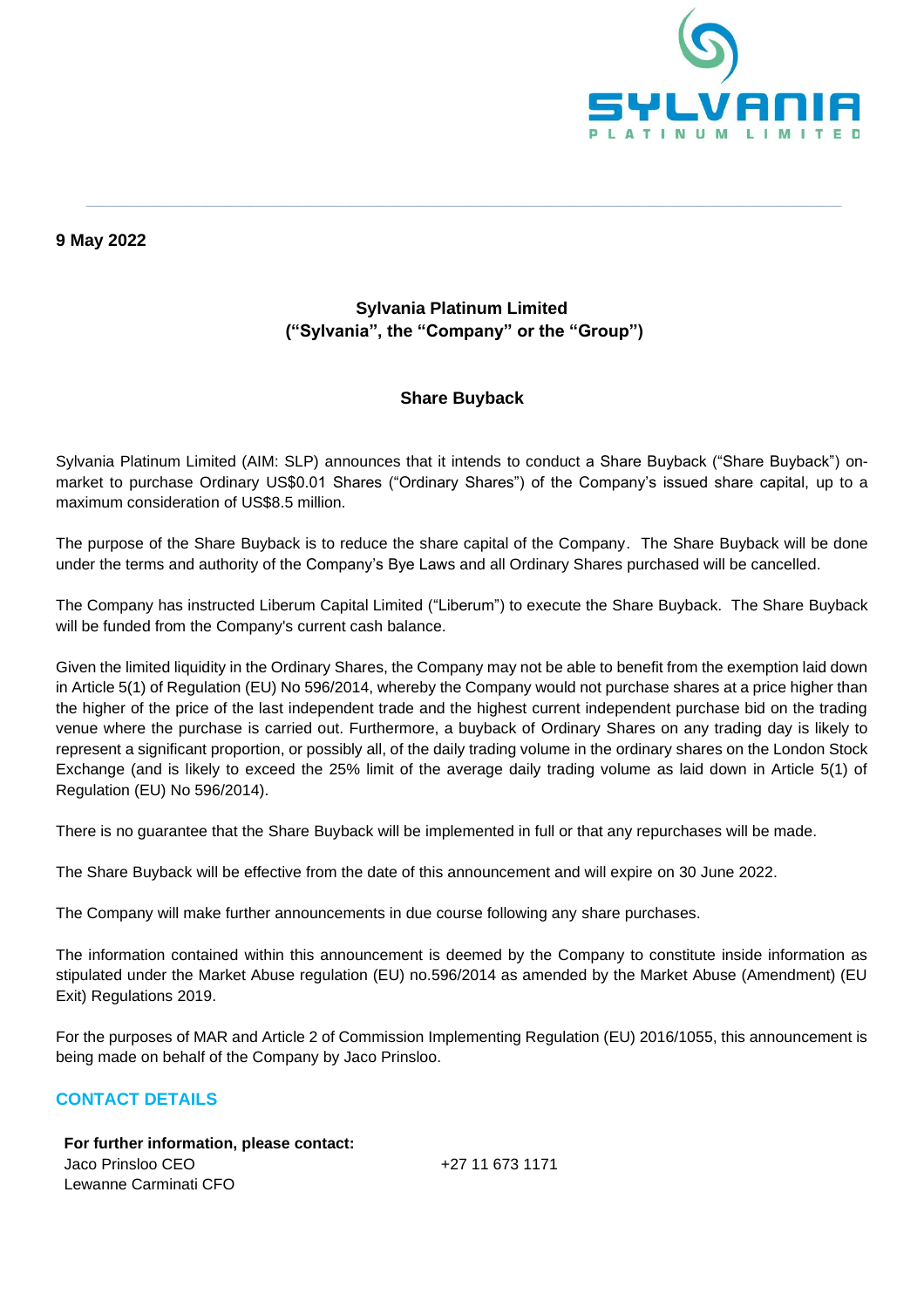**9 May 2022**

## Sylvania Platinum Limited
## (“Sylvania”, the “Company” or the “Group”)

### Share Buyback

Sylvania Platinum Limited (AIM: SLP) announces that it intends to conduct a Share Buyback (“Share Buyback”) on-market to purchase Ordinary US$0.01 Shares (“Ordinary Shares”) of the Company’s issued share capital, up to a maximum consideration of US$8.5 million.

The purpose of the Share Buyback is to reduce the share capital of the Company. The Share Buyback will be done under the terms and authority of the Company’s Bye Laws and all Ordinary Shares purchased will be cancelled.

The Company has instructed Liberum Capital Limited (“Liberum”) to execute the Share Buyback. The Share Buyback will be funded from the Company's current cash balance.

Given the limited liquidity in the Ordinary Shares, the Company may not be able to benefit from the exemption laid down in Article 5(1) of Regulation (EU) No 596/2014, whereby the Company would not purchase shares at a price higher than the higher of the price of the last independent trade and the highest current independent purchase bid on the trading venue where the purchase is carried out. Furthermore, a buyback of Ordinary Shares on any trading day is likely to represent a significant proportion, or possibly all, of the daily trading volume in the ordinary shares on the London Stock Exchange (and is likely to exceed the 25% limit of the average daily trading volume as laid down in Article 5(1) of Regulation (EU) No 596/2014).

There is no guarantee that the Share Buyback will be implemented in full or that any repurchases will be made.

The Share Buyback will be effective from the date of this announcement and will expire on 30 June 2022.

The Company will make further announcements in due course following any share purchases.

The information contained within this announcement is deemed by the Company to constitute inside information as stipulated under the Market Abuse regulation (EU) no.596/2014 as amended by the Market Abuse (Amendment) (EU Exit) Regulations 2019.

For the purposes of MAR and Article 2 of Commission Implementing Regulation (EU) 2016/1055, this announcement is being made on behalf of the Company by Jaco Prinsloo.

## CONTACT DETAILS

**For further information, please contact:**

Jaco Prinsloo CEO +27 11 673 1171
Lewanne Carminati CFO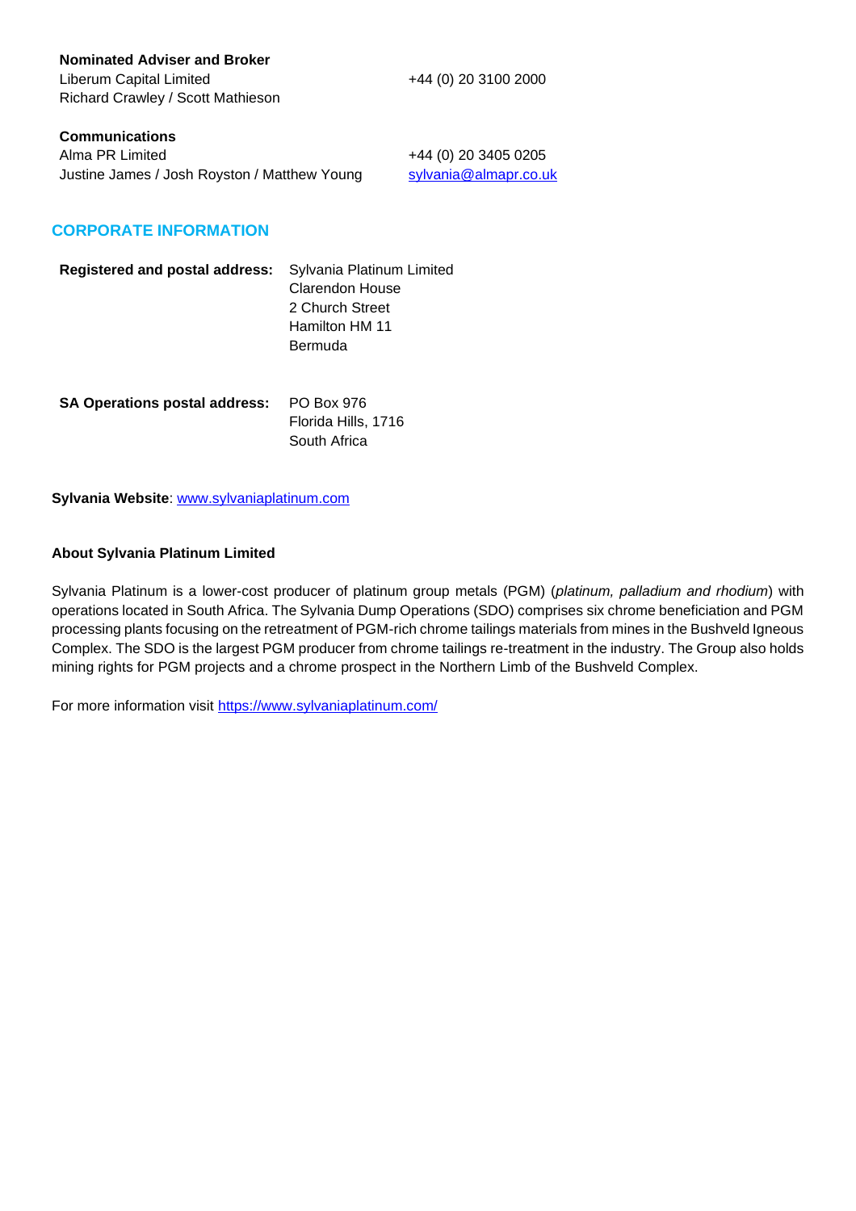**Nominated Adviser and Broker**
Liberum Capital Limited +44 (0) 20 3100 2000
Richard Crawley / Scott Mathieson

**Communications**
Alma PR Limited +44 (0) 20 3405 0205
Justine James / Josh Royston / Matthew Young [sylvania@almapr.co.uk](mailto:sylvania@almapr.co.uk)

## CORPORATE INFORMATION

**Registered and postal address:**
Sylvania Platinum Limited
Clarendon House
2 Church Street
Hamilton HM 11
Bermuda

**SA Operations postal address:**
PO Box 976
Florida Hills, 1716
South Africa

**Sylvania Website**: [www.sylvaniaplatinum.com](http://www.sylvaniaplatinum.com)

**About Sylvania Platinum Limited**

Sylvania Platinum is a lower-cost producer of platinum group metals (PGM) (*platinum, palladium and rhodium*) with operations located in South Africa. The Sylvania Dump Operations (SDO) comprises six chrome beneficiation and PGM processing plants focusing on the retreatment of PGM-rich chrome tailings materials from mines in the Bushveld Igneous Complex. The SDO is the largest PGM producer from chrome tailings re-treatment in the industry. The Group also holds mining rights for PGM projects and a chrome prospect in the Northern Limb of the Bushveld Complex.

For more information visit [https://www.sylvaniaplatinum.com/](https://www.sylvaniaplatinum.com/)